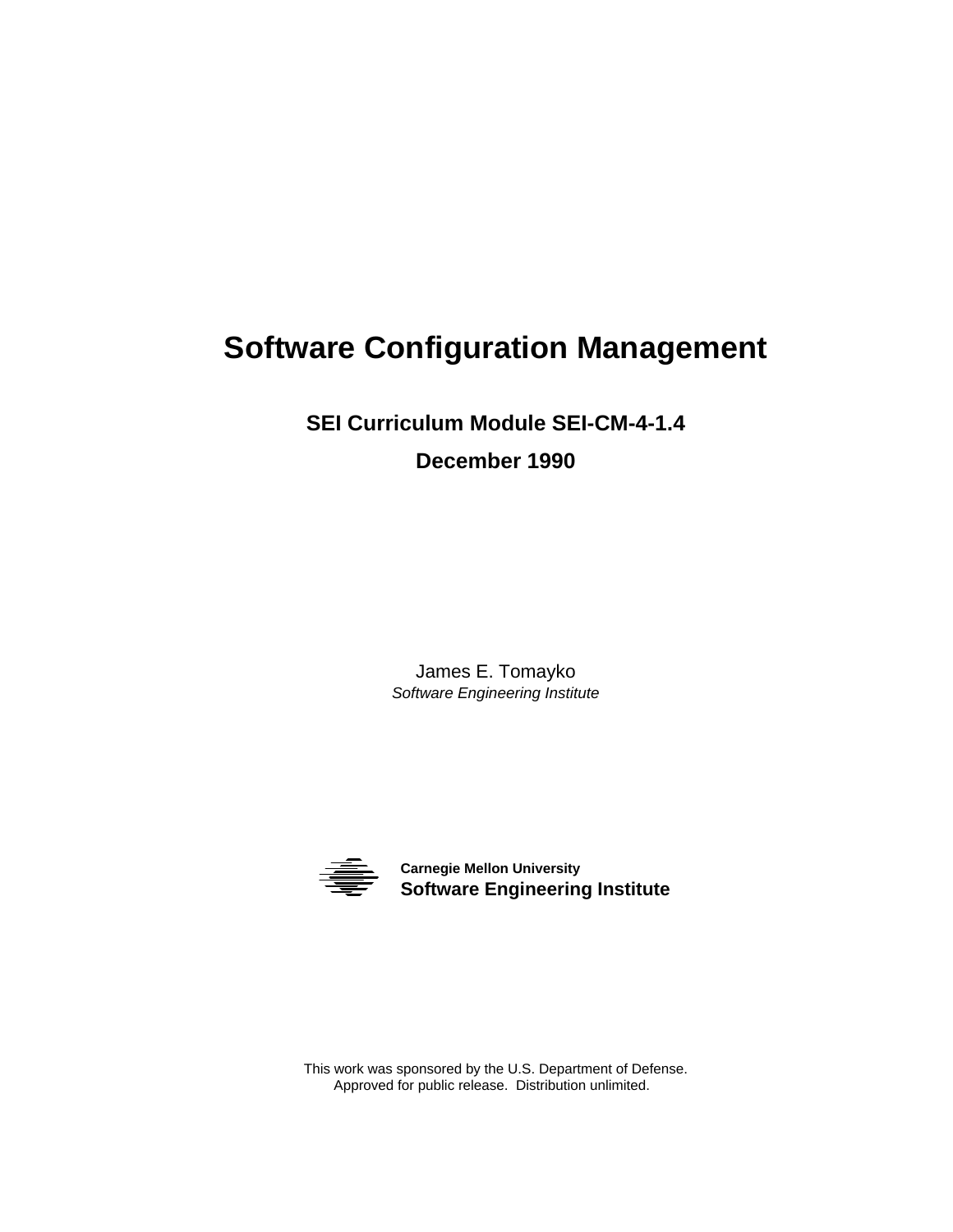# Software Configuration Management

**SEI Curriculum Module SEI-CM-4-1.4**

**December 1990**

James E. Tomayko

*Software Engineering Institute*

**Carnegie Mellon University**
**Software Engineering Institute**

This work was sponsored by the U.S. Department of Defense.
Approved for public release. Distribution unlimited.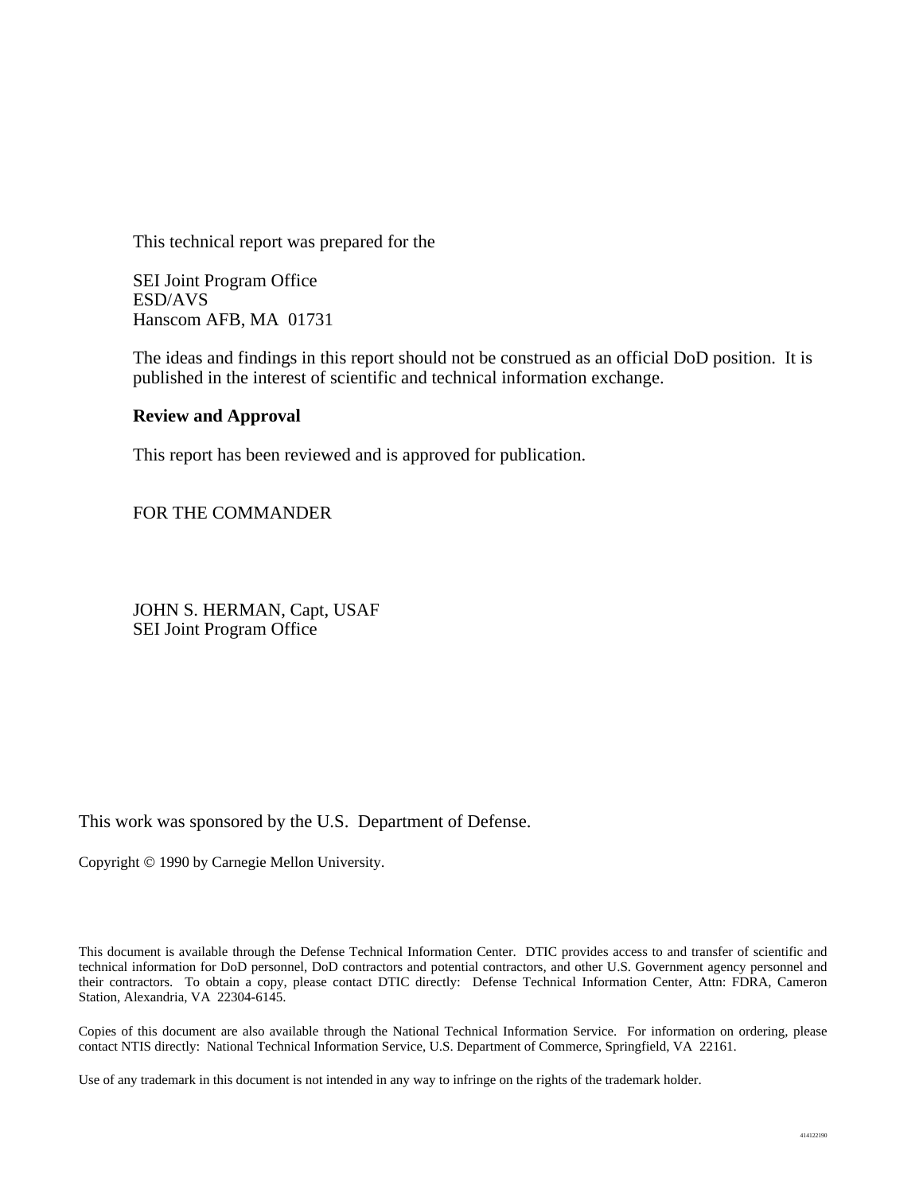This technical report was prepared for the

SEI Joint Program Office
ESD/AVS
Hanscom AFB, MA 01731

The ideas and findings in this report should not be construed as an official DoD position. It is published in the interest of scientific and technical information exchange.

**Review and Approval**

This report has been reviewed and is approved for publication.

FOR THE COMMANDER

JOHN S. HERMAN, Capt, USAF
SEI Joint Program Office

This work was sponsored by the U.S. Department of Defense.

Copyright © 1990 by Carnegie Mellon University.

This document is available through the Defense Technical Information Center. DTIC provides access to and transfer of scientific and technical information for DoD personnel, DoD contractors and potential contractors, and other U.S. Government agency personnel and their contractors. To obtain a copy, please contact DTIC directly: Defense Technical Information Center, Attn: FDRA, Cameron Station, Alexandria, VA 22304-6145.

Copies of this document are also available through the National Technical Information Service. For information on ordering, please contact NTIS directly: National Technical Information Service, U.S. Department of Commerce, Springfield, VA 22161.

Use of any trademark in this document is not intended in any way to infringe on the rights of the trademark holder.

414122190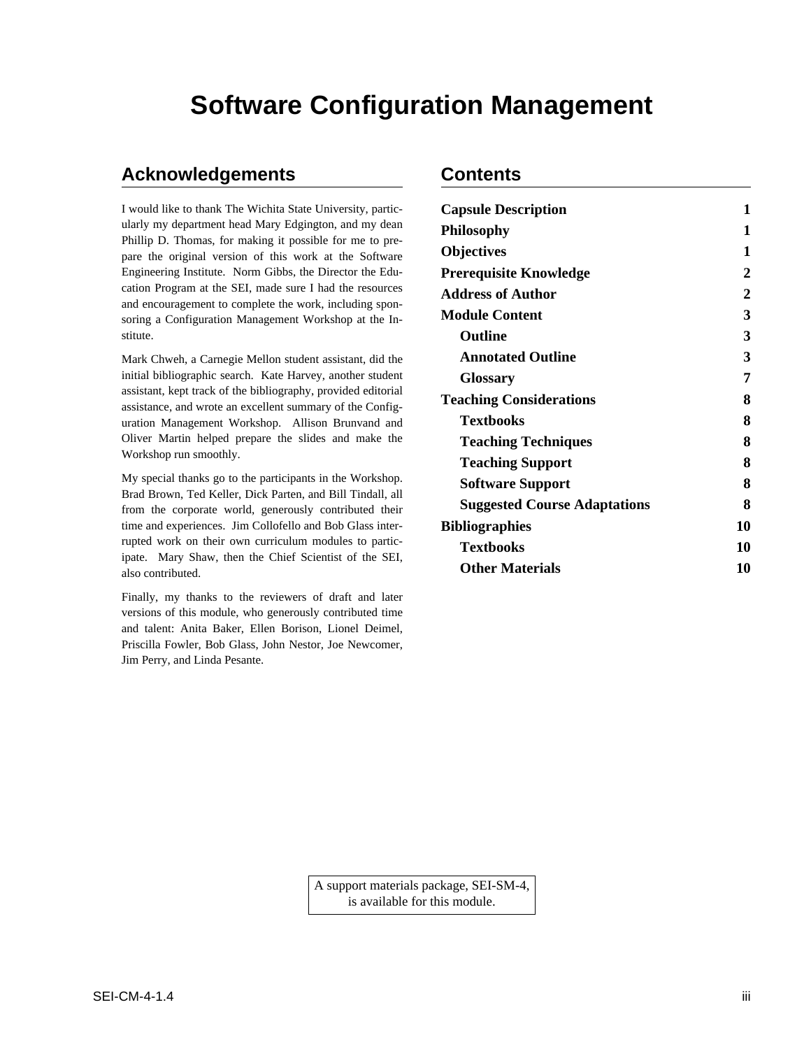# Software Configuration Management

## Acknowledgements

I would like to thank The Wichita State University, particularly my department head Mary Edgington, and my dean Phillip D. Thomas, for making it possible for me to prepare the original version of this work at the Software Engineering Institute. Norm Gibbs, the Director the Education Program at the SEI, made sure I had the resources and encouragement to complete the work, including sponsoring a Configuration Management Workshop at the Institute.

Mark Chweh, a Carnegie Mellon student assistant, did the initial bibliographic search. Kate Harvey, another student assistant, kept track of the bibliography, provided editorial assistance, and wrote an excellent summary of the Configuration Management Workshop. Allison Brunvand and Oliver Martin helped prepare the slides and make the Workshop run smoothly.

My special thanks go to the participants in the Workshop. Brad Brown, Ted Keller, Dick Parten, and Bill Tindall, all from the corporate world, generously contributed their time and experiences. Jim Collofello and Bob Glass interrupted work on their own curriculum modules to participate. Mary Shaw, then the Chief Scientist of the SEI, also contributed.

Finally, my thanks to the reviewers of draft and later versions of this module, who generously contributed time and talent: Anita Baker, Ellen Borison, Lionel Deimel, Priscilla Fowler, Bob Glass, John Nestor, Joe Newcomer, Jim Perry, and Linda Pesante.

## Contents

| | |
|---|---|
| **Capsule Description** | **1** |
| **Philosophy** | **1** |
| **Objectives** | **1** |
| **Prerequisite Knowledge** | **2** |
| **Address of Author** | **2** |
| **Module Content** | **3** |
| **Outline** | **3** |
| **Annotated Outline** | **3** |
| **Glossary** | **7** |
| **Teaching Considerations** | **8** |
| **Textbooks** | **8** |
| **Teaching Techniques** | **8** |
| **Teaching Support** | **8** |
| **Software Support** | **8** |
| **Suggested Course Adaptations** | **8** |
| **Bibliographies** | **10** |
| **Textbooks** | **10** |
| **Other Materials** | **10** |

A support materials package, SEI-SM-4, is available for this module.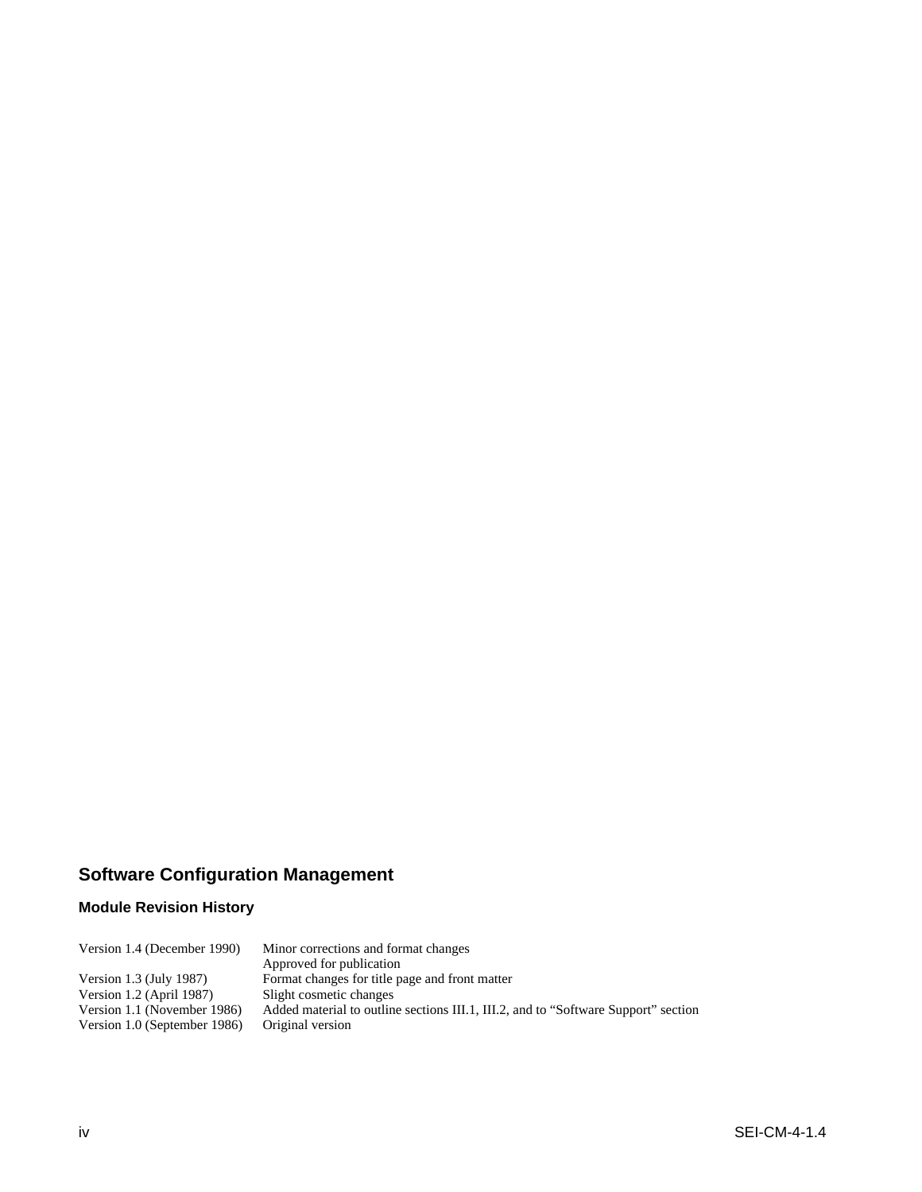## Software Configuration Management

### Module Revision History

| | |
|---|---|
| Version 1.4 (December 1990) | Minor corrections and format changes<br>Approved for publication |
| Version 1.3 (July 1987) | Format changes for title page and front matter |
| Version 1.2 (April 1987) | Slight cosmetic changes |
| Version 1.1 (November 1986) | Added material to outline sections III.1, III.2, and to “Software Support” section |
| Version 1.0 (September 1986) | Original version |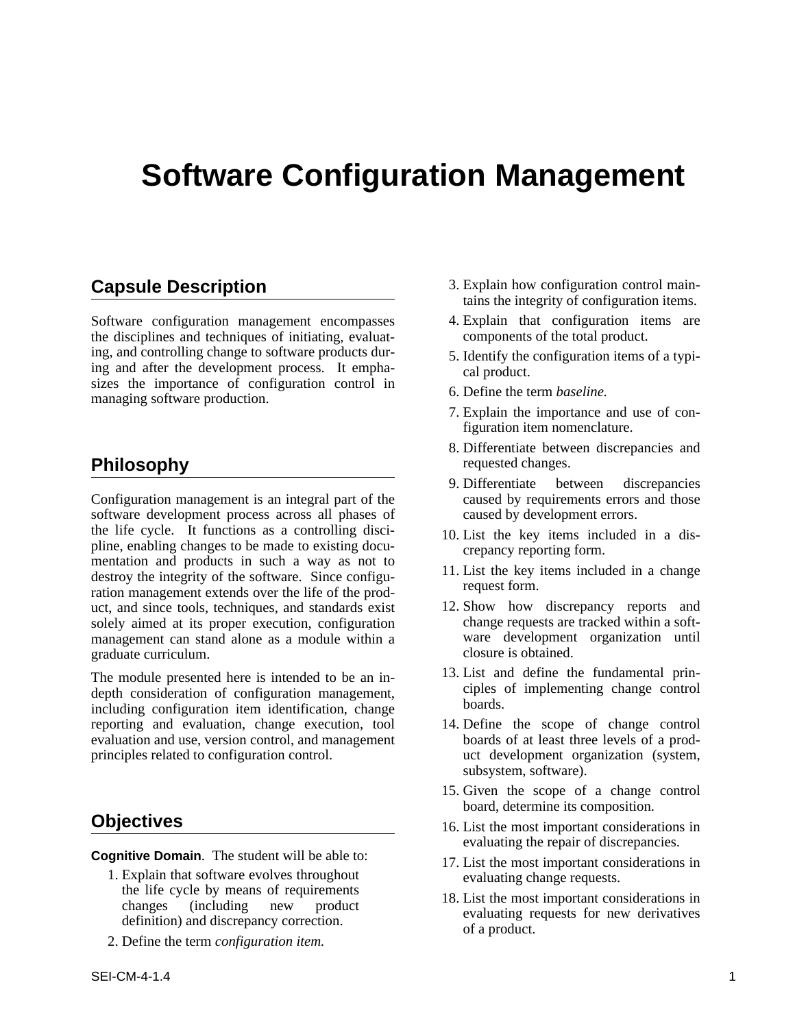# Software Configuration Management

## Capsule Description

Software configuration management encompasses the disciplines and techniques of initiating, evaluating, and controlling change to software products during and after the development process. It emphasizes the importance of configuration control in managing software production.

## Philosophy

Configuration management is an integral part of the software development process across all phases of the life cycle. It functions as a controlling discipline, enabling changes to be made to existing documentation and products in such a way as not to destroy the integrity of the software. Since configuration management extends over the life of the product, and since tools, techniques, and standards exist solely aimed at its proper execution, configuration management can stand alone as a module within a graduate curriculum.

The module presented here is intended to be an in-depth consideration of configuration management, including configuration item identification, change reporting and evaluation, change execution, tool evaluation and use, version control, and management principles related to configuration control.

## Objectives

**Cognitive Domain**. The student will be able to:

1. Explain that software evolves throughout the life cycle by means of requirements changes (including new product definition) and discrepancy correction.
2. Define the term *configuration item.*
3. Explain how configuration control maintains the integrity of configuration items.
4. Explain that configuration items are components of the total product.
5. Identify the configuration items of a typical product.
6. Define the term *baseline.*
7. Explain the importance and use of configuration item nomenclature.
8. Differentiate between discrepancies and requested changes.
9. Differentiate between discrepancies caused by requirements errors and those caused by development errors.
10. List the key items included in a discrepancy reporting form.
11. List the key items included in a change request form.
12. Show how discrepancy reports and change requests are tracked within a software development organization until closure is obtained.
13. List and define the fundamental principles of implementing change control boards.
14. Define the scope of change control boards of at least three levels of a product development organization (system, subsystem, software).
15. Given the scope of a change control board, determine its composition.
16. List the most important considerations in evaluating the repair of discrepancies.
17. List the most important considerations in evaluating change requests.
18. List the most important considerations in evaluating requests for new derivatives of a product.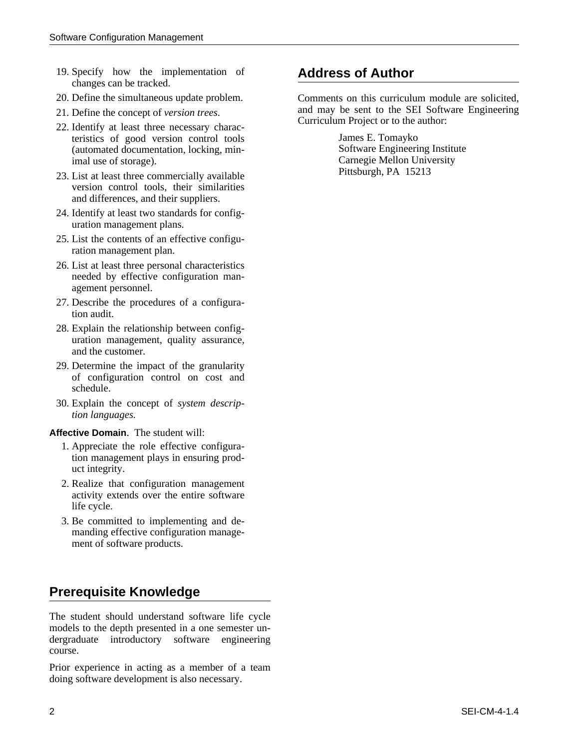19. Specify how the implementation of changes can be tracked.
20. Define the simultaneous update problem.
21. Define the concept of *version trees*.
22. Identify at least three necessary characteristics of good version control tools (automated documentation, locking, minimal use of storage).
23. List at least three commercially available version control tools, their similarities and differences, and their suppliers.
24. Identify at least two standards for configuration management plans.
25. List the contents of an effective configuration management plan.
26. List at least three personal characteristics needed by effective configuration management personnel.
27. Describe the procedures of a configuration audit.
28. Explain the relationship between configuration management, quality assurance, and the customer.
29. Determine the impact of the granularity of configuration control on cost and schedule.
30. Explain the concept of *system description languages.*

**Affective Domain**. The student will:

1. Appreciate the role effective configuration management plays in ensuring product integrity.
2. Realize that configuration management activity extends over the entire software life cycle.
3. Be committed to implementing and demanding effective configuration management of software products.

## Prerequisite Knowledge

The student should understand software life cycle models to the depth presented in a one semester undergraduate introductory software engineering course.

Prior experience in acting as a member of a team doing software development is also necessary.

## Address of Author

Comments on this curriculum module are solicited, and may be sent to the SEI Software Engineering Curriculum Project or to the author:

James E. Tomayko
Software Engineering Institute
Carnegie Mellon University
Pittsburgh, PA 15213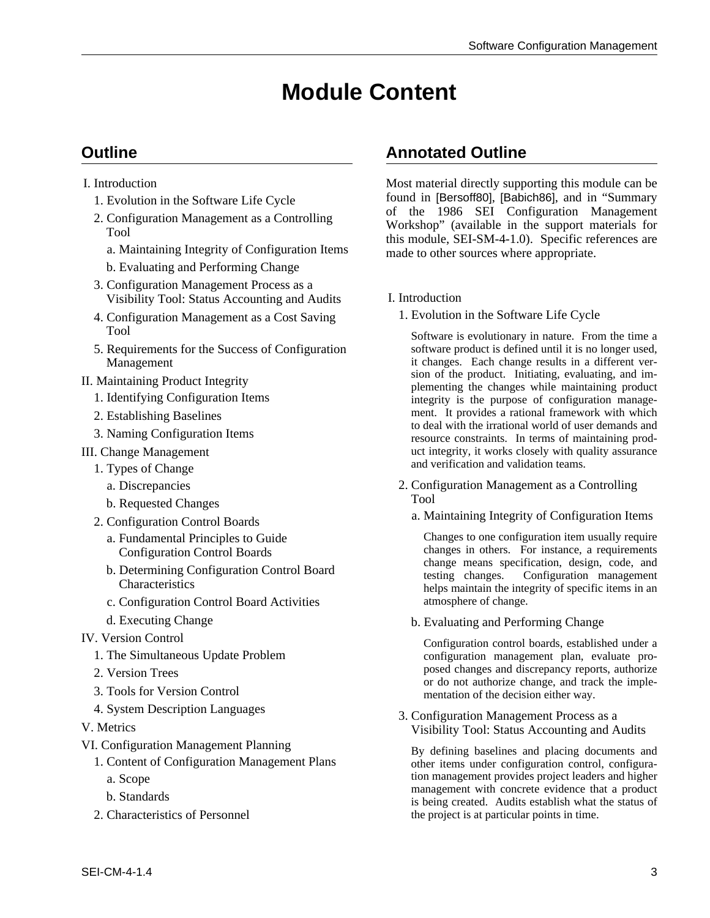# Module Content

## Outline

I. Introduction

1. Evolution in the Software Life Cycle
2. Configuration Management as a Controlling Tool
   a. Maintaining Integrity of Configuration Items
   b. Evaluating and Performing Change
3. Configuration Management Process as a Visibility Tool: Status Accounting and Audits
4. Configuration Management as a Cost Saving Tool
5. Requirements for the Success of Configuration Management

II. Maintaining Product Integrity

1. Identifying Configuration Items
2. Establishing Baselines
3. Naming Configuration Items

III. Change Management

1. Types of Change
   a. Discrepancies
   b. Requested Changes
2. Configuration Control Boards
   a. Fundamental Principles to Guide Configuration Control Boards
   b. Determining Configuration Control Board Characteristics
   c. Configuration Control Board Activities
   d. Executing Change

IV. Version Control

1. The Simultaneous Update Problem
2. Version Trees
3. Tools for Version Control
4. System Description Languages

V. Metrics

VI. Configuration Management Planning

1. Content of Configuration Management Plans
   a. Scope
   b. Standards
2. Characteristics of Personnel

## Annotated Outline

Most material directly supporting this module can be found in [Bersoff80], [Babich86], and in "Summary of the 1986 SEI Configuration Management Workshop" (available in the support materials for this module, SEI-SM-4-1.0). Specific references are made to other sources where appropriate.

I. Introduction

1. Evolution in the Software Life Cycle

Software is evolutionary in nature. From the time a software product is defined until it is no longer used, it changes. Each change results in a different version of the product. Initiating, evaluating, and implementing the changes while maintaining product integrity is the purpose of configuration management. It provides a rational framework with which to deal with the irrational world of user demands and resource constraints. In terms of maintaining product integrity, it works closely with quality assurance and verification and validation teams.

2. Configuration Management as a Controlling Tool

a. Maintaining Integrity of Configuration Items

Changes to one configuration item usually require changes in others. For instance, a requirements change means specification, design, code, and testing changes. Configuration management helps maintain the integrity of specific items in an atmosphere of change.

b. Evaluating and Performing Change

Configuration control boards, established under a configuration management plan, evaluate proposed changes and discrepancy reports, authorize or do not authorize change, and track the implementation of the decision either way.

3. Configuration Management Process as a Visibility Tool: Status Accounting and Audits

By defining baselines and placing documents and other items under configuration control, configuration management provides project leaders and higher management with concrete evidence that a product is being created. Audits establish what the status of the project is at particular points in time.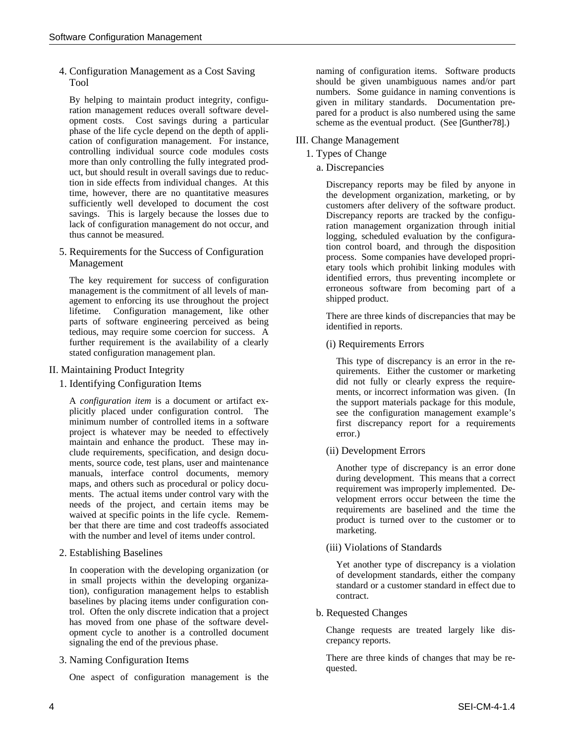### 4. Configuration Management as a Cost Saving Tool

By helping to maintain product integrity, configuration management reduces overall software development costs. Cost savings during a particular phase of the life cycle depend on the depth of application of configuration management. For instance, controlling individual source code modules costs more than only controlling the fully integrated product, but should result in overall savings due to reduction in side effects from individual changes. At this time, however, there are no quantitative measures sufficiently well developed to document the cost savings. This is largely because the losses due to lack of configuration management do not occur, and thus cannot be measured.

### 5. Requirements for the Success of Configuration Management

The key requirement for success of configuration management is the commitment of all levels of management to enforcing its use throughout the project lifetime. Configuration management, like other parts of software engineering perceived as being tedious, may require some coercion for success. A further requirement is the availability of a clearly stated configuration management plan.

## II. Maintaining Product Integrity

### 1. Identifying Configuration Items

A *configuration item* is a document or artifact explicitly placed under configuration control. The minimum number of controlled items in a software project is whatever may be needed to effectively maintain and enhance the product. These may include requirements, specification, and design documents, source code, test plans, user and maintenance manuals, interface control documents, memory maps, and others such as procedural or policy documents. The actual items under control vary with the needs of the project, and certain items may be waived at specific points in the life cycle. Remember that there are time and cost tradeoffs associated with the number and level of items under control.

### 2. Establishing Baselines

In cooperation with the developing organization (or in small projects within the developing organization), configuration management helps to establish baselines by placing items under configuration control. Often the only discrete indication that a project has moved from one phase of the software development cycle to another is a controlled document signaling the end of the previous phase.

### 3. Naming Configuration Items

One aspect of configuration management is the naming of configuration items. Software products should be given unambiguous names and/or part numbers. Some guidance in naming conventions is given in military standards. Documentation prepared for a product is also numbered using the same scheme as the eventual product. (See [Gunther78].)

## III. Change Management

### 1. Types of Change

#### a. Discrepancies

Discrepancy reports may be filed by anyone in the development organization, marketing, or by customers after delivery of the software product. Discrepancy reports are tracked by the configuration management organization through initial logging, scheduled evaluation by the configuration control board, and through the disposition process. Some companies have developed proprietary tools which prohibit linking modules with identified errors, thus preventing incomplete or erroneous software from becoming part of a shipped product.

There are three kinds of discrepancies that may be identified in reports.

##### (i) Requirements Errors

This type of discrepancy is an error in the requirements. Either the customer or marketing did not fully or clearly express the requirements, or incorrect information was given. (In the support materials package for this module, see the configuration management example's first discrepancy report for a requirements error.)

##### (ii) Development Errors

Another type of discrepancy is an error done during development. This means that a correct requirement was improperly implemented. Development errors occur between the time the requirements are baselined and the time the product is turned over to the customer or to marketing.

##### (iii) Violations of Standards

Yet another type of discrepancy is a violation of development standards, either the company standard or a customer standard in effect due to contract.

#### b. Requested Changes

Change requests are treated largely like discrepancy reports.

There are three kinds of changes that may be requested.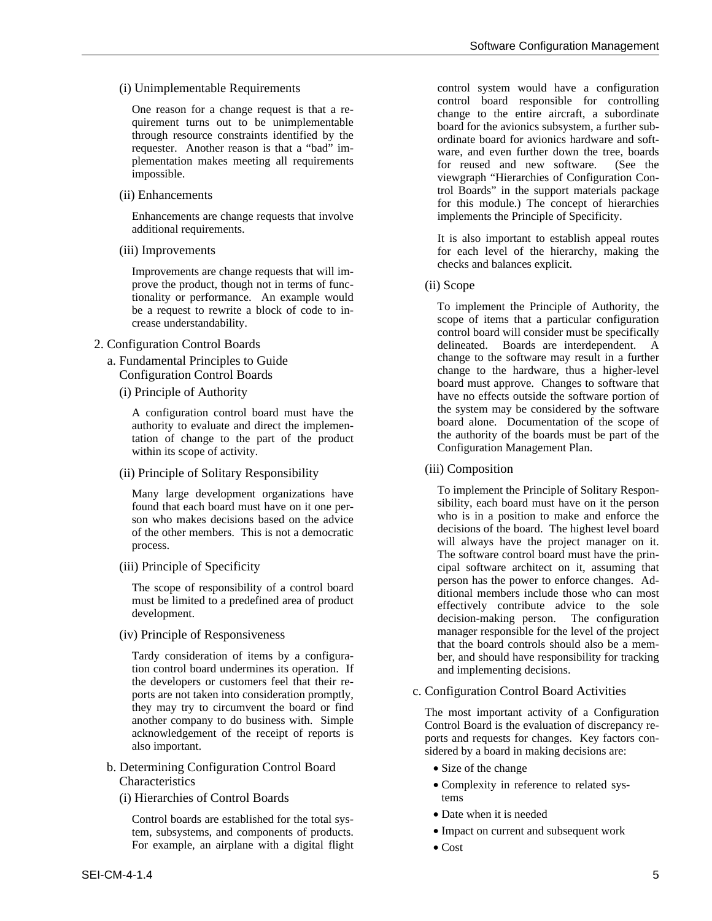(i) Unimplementable Requirements

One reason for a change request is that a requirement turns out to be unimplementable through resource constraints identified by the requester. Another reason is that a "bad" implementation makes meeting all requirements impossible.

(ii) Enhancements

Enhancements are change requests that involve additional requirements.

(iii) Improvements

Improvements are change requests that will improve the product, though not in terms of functionality or performance. An example would be a request to rewrite a block of code to increase understandability.

## 2. Configuration Control Boards

### a. Fundamental Principles to Guide Configuration Control Boards

(i) Principle of Authority

A configuration control board must have the authority to evaluate and direct the implementation of change to the part of the product within its scope of activity.

(ii) Principle of Solitary Responsibility

Many large development organizations have found that each board must have on it one person who makes decisions based on the advice of the other members. This is not a democratic process.

(iii) Principle of Specificity

The scope of responsibility of a control board must be limited to a predefined area of product development.

(iv) Principle of Responsiveness

Tardy consideration of items by a configuration control board undermines its operation. If the developers or customers feel that their reports are not taken into consideration promptly, they may try to circumvent the board or find another company to do business with. Simple acknowledgement of the receipt of reports is also important.

### b. Determining Configuration Control Board Characteristics

(i) Hierarchies of Control Boards

Control boards are established for the total system, subsystems, and components of products. For example, an airplane with a digital flight control system would have a configuration control board responsible for controlling change to the entire aircraft, a subordinate board for the avionics subsystem, a further subordinate board for avionics hardware and software, and even further down the tree, boards for reused and new software. (See the viewgraph "Hierarchies of Configuration Control Boards" in the support materials package for this module.) The concept of hierarchies implements the Principle of Specificity.

It is also important to establish appeal routes for each level of the hierarchy, making the checks and balances explicit.

(ii) Scope

To implement the Principle of Authority, the scope of items that a particular configuration control board will consider must be specifically delineated. Boards are interdependent. A change to the software may result in a further change to the hardware, thus a higher-level board must approve. Changes to software that have no effects outside the software portion of the system may be considered by the software board alone. Documentation of the scope of the authority of the boards must be part of the Configuration Management Plan.

(iii) Composition

To implement the Principle of Solitary Responsibility, each board must have on it the person who is in a position to make and enforce the decisions of the board. The highest level board will always have the project manager on it. The software control board must have the principal software architect on it, assuming that person has the power to enforce changes. Additional members include those who can most effectively contribute advice to the sole decision-making person. The configuration manager responsible for the level of the project that the board controls should also be a member, and should have responsibility for tracking and implementing decisions.

### c. Configuration Control Board Activities

The most important activity of a Configuration Control Board is the evaluation of discrepancy reports and requests for changes. Key factors considered by a board in making decisions are:

- Size of the change
- Complexity in reference to related systems
- Date when it is needed
- Impact on current and subsequent work
- Cost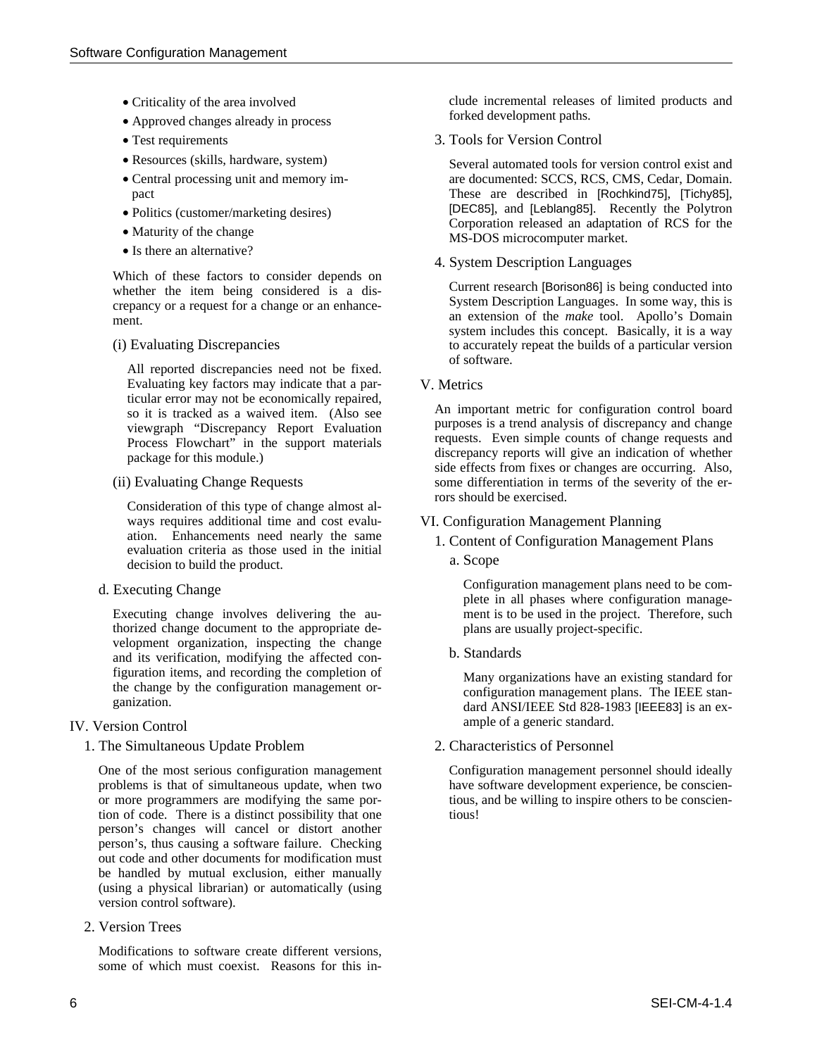- Criticality of the area involved
- Approved changes already in process
- Test requirements
- Resources (skills, hardware, system)
- Central processing unit and memory impact
- Politics (customer/marketing desires)
- Maturity of the change
- Is there an alternative?

Which of these factors to consider depends on whether the item being considered is a discrepancy or a request for a change or an enhancement.

(i) Evaluating Discrepancies

All reported discrepancies need not be fixed. Evaluating key factors may indicate that a particular error may not be economically repaired, so it is tracked as a waived item. (Also see viewgraph "Discrepancy Report Evaluation Process Flowchart" in the support materials package for this module.)

(ii) Evaluating Change Requests

Consideration of this type of change almost always requires additional time and cost evaluation. Enhancements need nearly the same evaluation criteria as those used in the initial decision to build the product.

d. Executing Change

Executing change involves delivering the authorized change document to the appropriate development organization, inspecting the change and its verification, modifying the affected configuration items, and recording the completion of the change by the configuration management organization.

## IV. Version Control

### 1. The Simultaneous Update Problem

One of the most serious configuration management problems is that of simultaneous update, when two or more programmers are modifying the same portion of code. There is a distinct possibility that one person's changes will cancel or distort another person's, thus causing a software failure. Checking out code and other documents for modification must be handled by mutual exclusion, either manually (using a physical librarian) or automatically (using version control software).

### 2. Version Trees

Modifications to software create different versions, some of which must coexist. Reasons for this include incremental releases of limited products and forked development paths.

### 3. Tools for Version Control

Several automated tools for version control exist and are documented: SCCS, RCS, CMS, Cedar, Domain. These are described in [Rochkind75], [Tichy85], [DEC85], and [Leblang85]. Recently the Polytron Corporation released an adaptation of RCS for the MS-DOS microcomputer market.

### 4. System Description Languages

Current research [Borison86] is being conducted into System Description Languages. In some way, this is an extension of the *make* tool. Apollo's Domain system includes this concept. Basically, it is a way to accurately repeat the builds of a particular version of software.

## V. Metrics

An important metric for configuration control board purposes is a trend analysis of discrepancy and change requests. Even simple counts of change requests and discrepancy reports will give an indication of whether side effects from fixes or changes are occurring. Also, some differentiation in terms of the severity of the errors should be exercised.

## VI. Configuration Management Planning

### 1. Content of Configuration Management Plans

a. Scope

Configuration management plans need to be complete in all phases where configuration management is to be used in the project. Therefore, such plans are usually project-specific.

b. Standards

Many organizations have an existing standard for configuration management plans. The IEEE standard ANSI/IEEE Std 828-1983 [IEEE83] is an example of a generic standard.

### 2. Characteristics of Personnel

Configuration management personnel should ideally have software development experience, be conscientious, and be willing to inspire others to be conscientious!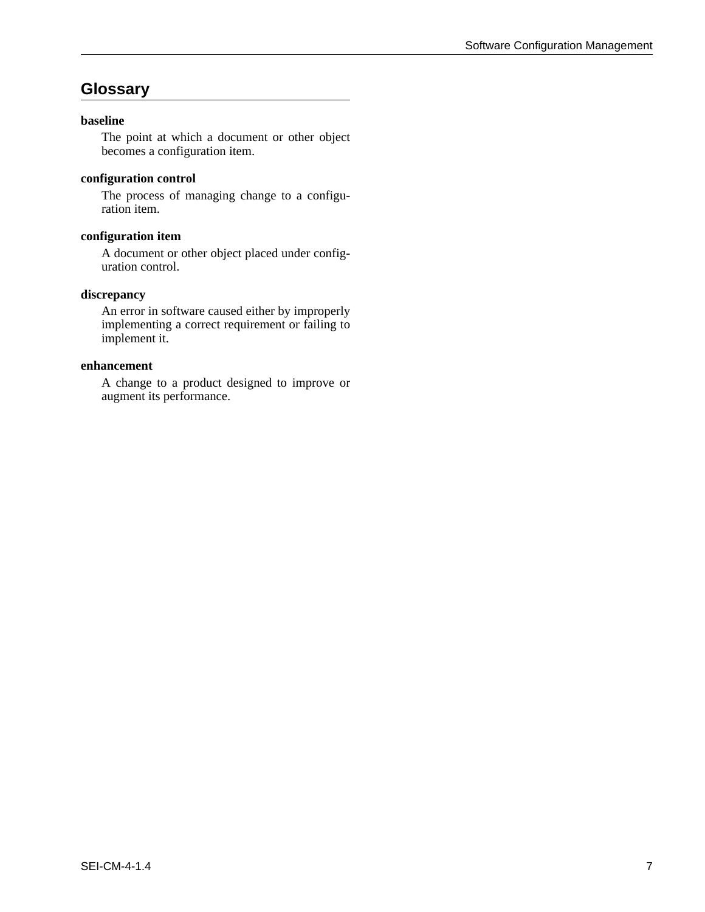## Glossary

**baseline**

The point at which a document or other object becomes a configuration item.

**configuration control**

The process of managing change to a configuration item.

**configuration item**

A document or other object placed under configuration control.

**discrepancy**

An error in software caused either by improperly implementing a correct requirement or failing to implement it.

**enhancement**

A change to a product designed to improve or augment its performance.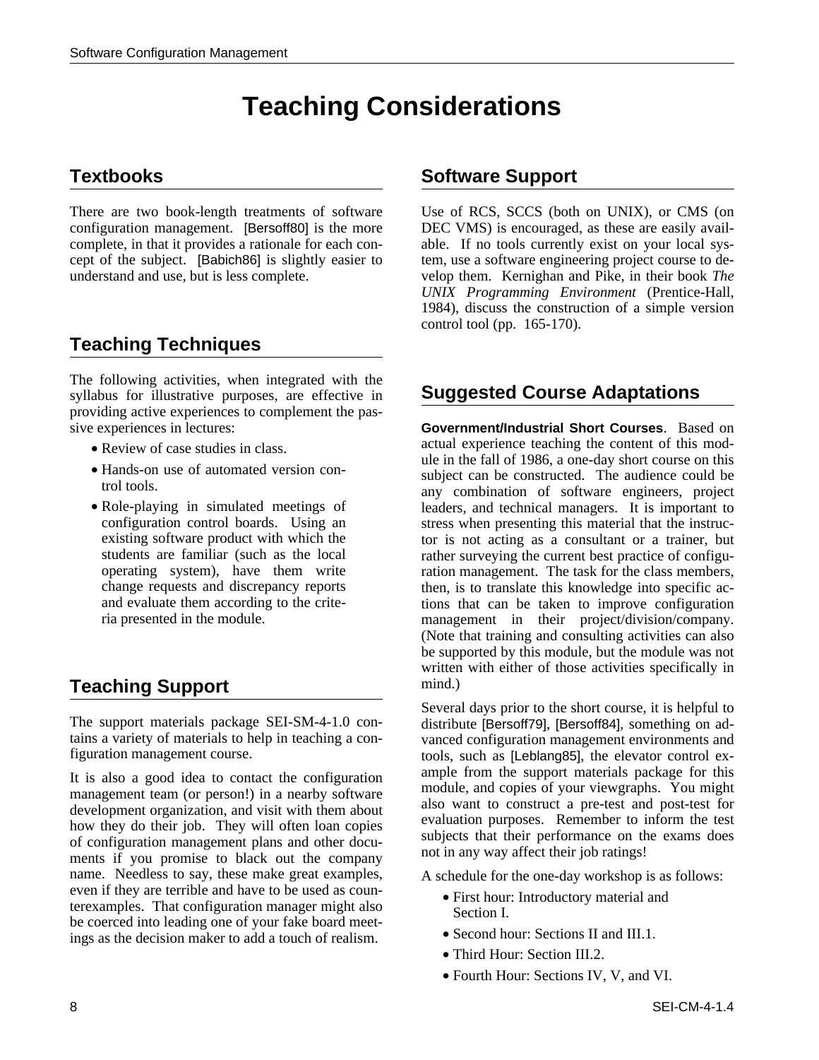# Teaching Considerations

## Textbooks

There are two book-length treatments of software configuration management. [Bersoff80] is the more complete, in that it provides a rationale for each concept of the subject. [Babich86] is slightly easier to understand and use, but is less complete.

## Teaching Techniques

The following activities, when integrated with the syllabus for illustrative purposes, are effective in providing active experiences to complement the passive experiences in lectures:

- Review of case studies in class.
- Hands-on use of automated version control tools.
- Role-playing in simulated meetings of configuration control boards. Using an existing software product with which the students are familiar (such as the local operating system), have them write change requests and discrepancy reports and evaluate them according to the criteria presented in the module.

## Teaching Support

The support materials package SEI-SM-4-1.0 contains a variety of materials to help in teaching a configuration management course.

It is also a good idea to contact the configuration management team (or person!) in a nearby software development organization, and visit with them about how they do their job. They will often loan copies of configuration management plans and other documents if you promise to black out the company name. Needless to say, these make great examples, even if they are terrible and have to be used as counterexamples. That configuration manager might also be coerced into leading one of your fake board meetings as the decision maker to add a touch of realism.

## Software Support

Use of RCS, SCCS (both on UNIX), or CMS (on DEC VMS) is encouraged, as these are easily available. If no tools currently exist on your local system, use a software engineering project course to develop them. Kernighan and Pike, in their book *The UNIX Programming Environment* (Prentice-Hall, 1984), discuss the construction of a simple version control tool (pp. 165-170).

## Suggested Course Adaptations

**Government/Industrial Short Courses**. Based on actual experience teaching the content of this module in the fall of 1986, a one-day short course on this subject can be constructed. The audience could be any combination of software engineers, project leaders, and technical managers. It is important to stress when presenting this material that the instructor is not acting as a consultant or a trainer, but rather surveying the current best practice of configuration management. The task for the class members, then, is to translate this knowledge into specific actions that can be taken to improve configuration management in their project/division/company. (Note that training and consulting activities can also be supported by this module, but the module was not written with either of those activities specifically in mind.)

Several days prior to the short course, it is helpful to distribute [Bersoff79], [Bersoff84], something on advanced configuration management environments and tools, such as [Leblang85], the elevator control example from the support materials package for this module, and copies of your viewgraphs. You might also want to construct a pre-test and post-test for evaluation purposes. Remember to inform the test subjects that their performance on the exams does not in any way affect their job ratings!

A schedule for the one-day workshop is as follows:

- First hour: Introductory material and Section I.
- Second hour: Sections II and III.1.
- Third Hour: Section III.2.
- Fourth Hour: Sections IV, V, and VI.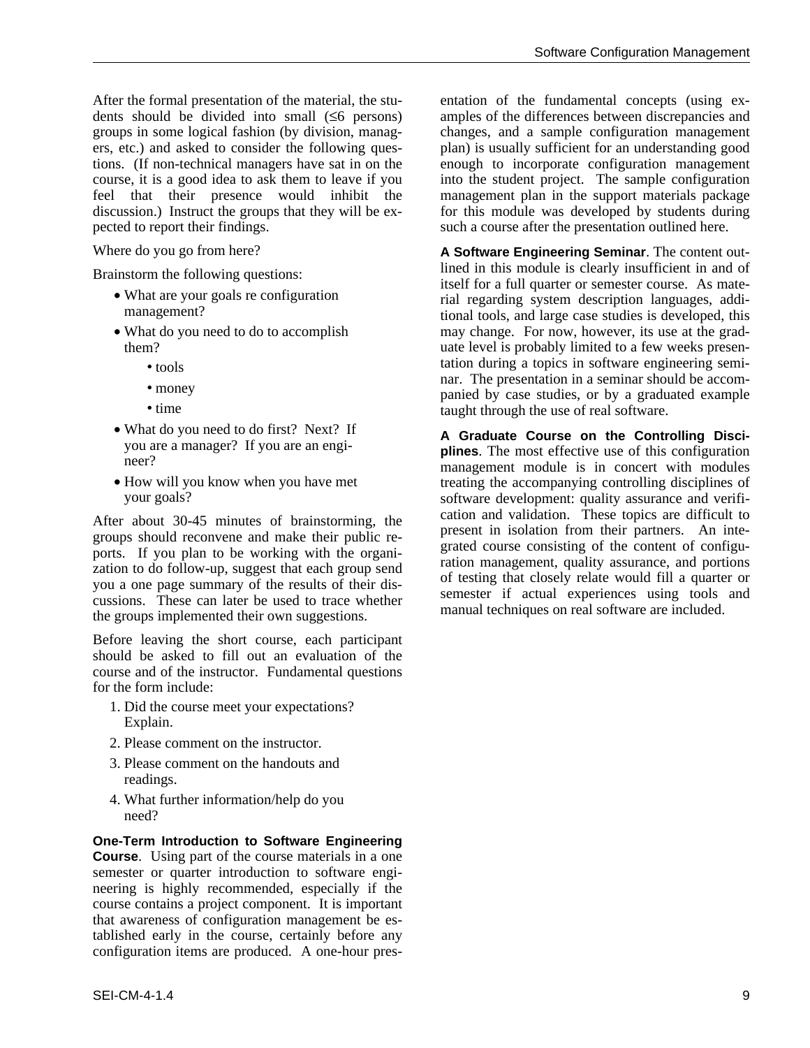After the formal presentation of the material, the students should be divided into small (≤6 persons) groups in some logical fashion (by division, managers, etc.) and asked to consider the following questions. (If non-technical managers have sat in on the course, it is a good idea to ask them to leave if you feel that their presence would inhibit the discussion.) Instruct the groups that they will be expected to report their findings.

Where do you go from here?

Brainstorm the following questions:

- What are your goals re configuration management?
- What do you need to do to accomplish them?
  - tools
  - money
  - time
- What do you need to do first? Next? If you are a manager? If you are an engineer?
- How will you know when you have met your goals?

After about 30-45 minutes of brainstorming, the groups should reconvene and make their public reports. If you plan to be working with the organization to do follow-up, suggest that each group send you a one page summary of the results of their discussions. These can later be used to trace whether the groups implemented their own suggestions.

Before leaving the short course, each participant should be asked to fill out an evaluation of the course and of the instructor. Fundamental questions for the form include:

1. Did the course meet your expectations? Explain.
2. Please comment on the instructor.
3. Please comment on the handouts and readings.
4. What further information/help do you need?

**One-Term Introduction to Software Engineering Course**. Using part of the course materials in a one semester or quarter introduction to software engineering is highly recommended, especially if the course contains a project component. It is important that awareness of configuration management be established early in the course, certainly before any configuration items are produced. A one-hour presentation of the fundamental concepts (using examples of the differences between discrepancies and changes, and a sample configuration management plan) is usually sufficient for an understanding good enough to incorporate configuration management into the student project. The sample configuration management plan in the support materials package for this module was developed by students during such a course after the presentation outlined here.

**A Software Engineering Seminar**. The content outlined in this module is clearly insufficient in and of itself for a full quarter or semester course. As material regarding system description languages, additional tools, and large case studies is developed, this may change. For now, however, its use at the graduate level is probably limited to a few weeks presentation during a topics in software engineering seminar. The presentation in a seminar should be accompanied by case studies, or by a graduated example taught through the use of real software.

**A Graduate Course on the Controlling Disciplines**. The most effective use of this configuration management module is in concert with modules treating the accompanying controlling disciplines of software development: quality assurance and verification and validation. These topics are difficult to present in isolation from their partners. An integrated course consisting of the content of configuration management, quality assurance, and portions of testing that closely relate would fill a quarter or semester if actual experiences using tools and manual techniques on real software are included.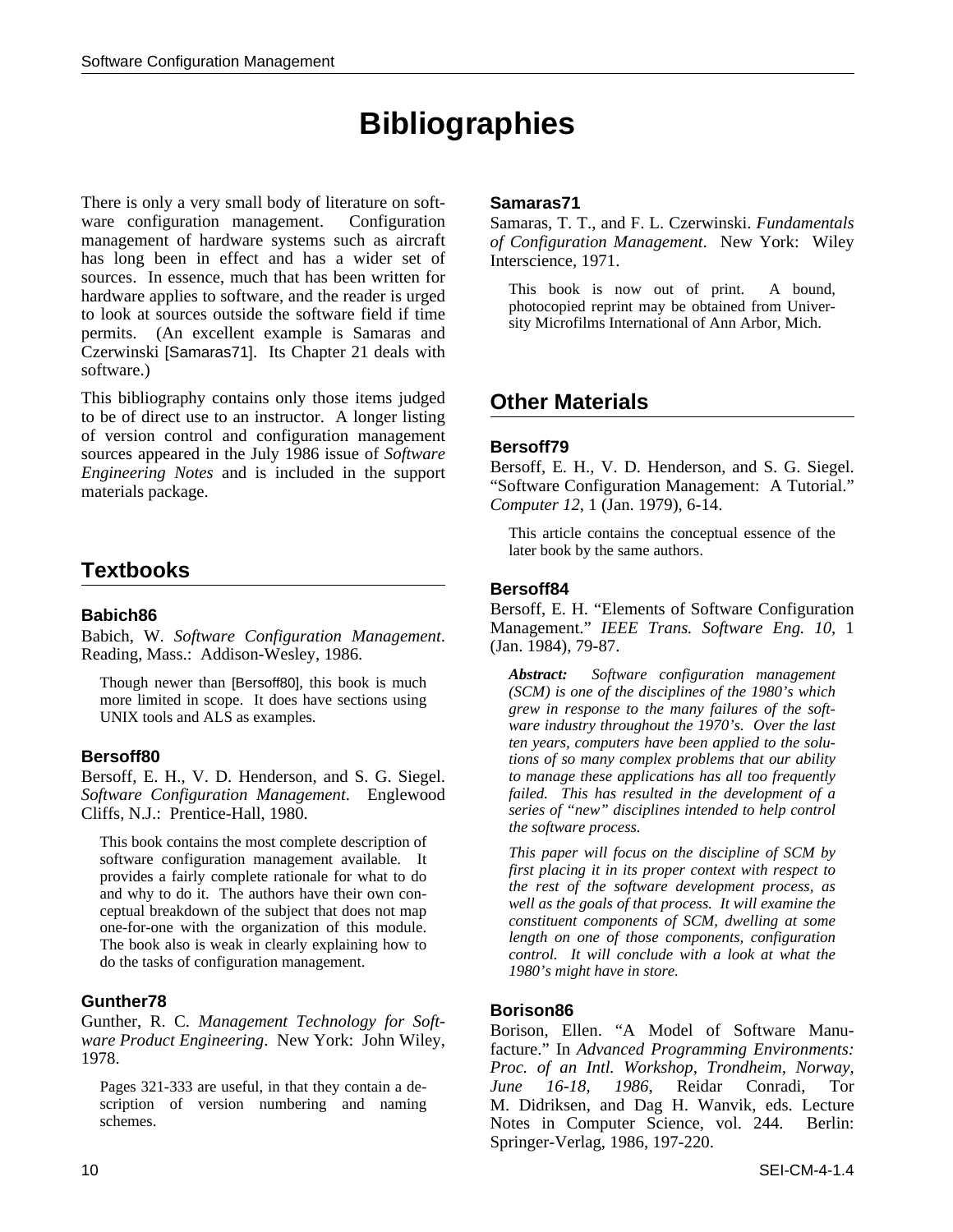# Bibliographies

There is only a very small body of literature on software configuration management. Configuration management of hardware systems such as aircraft has long been in effect and has a wider set of sources. In essence, much that has been written for hardware applies to software, and the reader is urged to look at sources outside the software field if time permits. (An excellent example is Samaras and Czerwinski [Samaras71]. Its Chapter 21 deals with software.)

This bibliography contains only those items judged to be of direct use to an instructor. A longer listing of version control and configuration management sources appeared in the July 1986 issue of *Software Engineering Notes* and is included in the support materials package.

## Textbooks

### Babich86

Babich, W. *Software Configuration Management*. Reading, Mass.: Addison-Wesley, 1986.

> Though newer than [Bersoff80], this book is much more limited in scope. It does have sections using UNIX tools and ALS as examples.

### Bersoff80

Bersoff, E. H., V. D. Henderson, and S. G. Siegel. *Software Configuration Management*. Englewood Cliffs, N.J.: Prentice-Hall, 1980.

> This book contains the most complete description of software configuration management available. It provides a fairly complete rationale for what to do and why to do it. The authors have their own conceptual breakdown of the subject that does not map one-for-one with the organization of this module. The book also is weak in clearly explaining how to do the tasks of configuration management.

### Gunther78

Gunther, R. C. *Management Technology for Software Product Engineering*. New York: John Wiley, 1978.

> Pages 321-333 are useful, in that they contain a description of version numbering and naming schemes.

### Samaras71

Samaras, T. T., and F. L. Czerwinski. *Fundamentals of Configuration Management*. New York: Wiley Interscience, 1971.

> This book is now out of print. A bound, photocopied reprint may be obtained from University Microfilms International of Ann Arbor, Mich.

## Other Materials

### Bersoff79

Bersoff, E. H., V. D. Henderson, and S. G. Siegel. "Software Configuration Management: A Tutorial." *Computer 12*, 1 (Jan. 1979), 6-14.

> This article contains the conceptual essence of the later book by the same authors.

### Bersoff84

Bersoff, E. H. "Elements of Software Configuration Management." *IEEE Trans. Software Eng. 10*, 1 (Jan. 1984), 79-87.

> ***Abstract:*** *Software configuration management (SCM) is one of the disciplines of the 1980's which grew in response to the many failures of the software industry throughout the 1970's. Over the last ten years, computers have been applied to the solutions of so many complex problems that our ability to manage these applications has all too frequently failed. This has resulted in the development of a series of "new" disciplines intended to help control the software process.*
>
> *This paper will focus on the discipline of SCM by first placing it in its proper context with respect to the rest of the software development process, as well as the goals of that process. It will examine the constituent components of SCM, dwelling at some length on one of those components, configuration control. It will conclude with a look at what the 1980's might have in store.*

### Borison86

Borison, Ellen. "A Model of Software Manufacture." In *Advanced Programming Environments: Proc. of an Intl. Workshop, Trondheim, Norway, June 16-18, 1986*, Reidar Conradi, Tor M. Didriksen, and Dag H. Wanvik, eds. Lecture Notes in Computer Science, vol. 244. Berlin: Springer-Verlag, 1986, 197-220.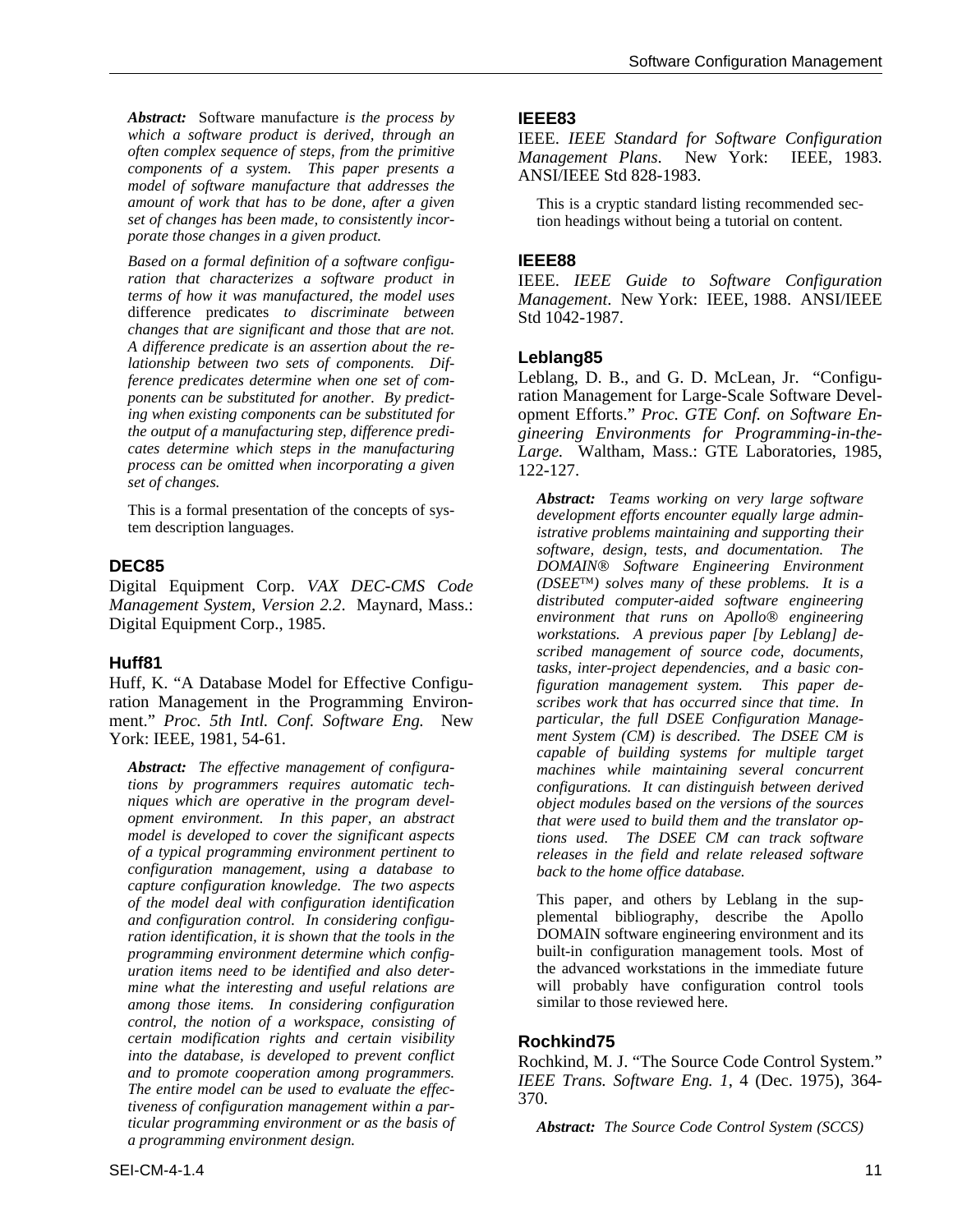*Abstract:* Software manufacture *is the process by which a software product is derived, through an often complex sequence of steps, from the primitive components of a system. This paper presents a model of software manufacture that addresses the amount of work that has to be done, after a given set of changes has been made, to consistently incorporate those changes in a given product.*

*Based on a formal definition of a software configuration that characterizes a software product in terms of how it was manufactured, the model uses* difference predicates *to discriminate between changes that are significant and those that are not. A difference predicate is an assertion about the relationship between two sets of components. Difference predicates determine when one set of components can be substituted for another. By predicting when existing components can be substituted for the output of a manufacturing step, difference predicates determine which steps in the manufacturing process can be omitted when incorporating a given set of changes.*

This is a formal presentation of the concepts of system description languages.

### DEC85

Digital Equipment Corp. *VAX DEC-CMS Code Management System, Version 2.2*. Maynard, Mass.: Digital Equipment Corp., 1985.

### Huff81

Huff, K. "A Database Model for Effective Configuration Management in the Programming Environment." *Proc. 5th Intl. Conf. Software Eng.* New York: IEEE, 1981, 54-61.

***Abstract:*** *The effective management of configurations by programmers requires automatic techniques which are operative in the program development environment. In this paper, an abstract model is developed to cover the significant aspects of a typical programming environment pertinent to configuration management, using a database to capture configuration knowledge. The two aspects of the model deal with configuration identification and configuration control. In considering configuration identification, it is shown that the tools in the programming environment determine which configuration items need to be identified and also determine what the interesting and useful relations are among those items. In considering configuration control, the notion of a workspace, consisting of certain modification rights and certain visibility into the database, is developed to prevent conflict and to promote cooperation among programmers. The entire model can be used to evaluate the effectiveness of configuration management within a particular programming environment or as the basis of a programming environment design.*

### IEEE83

IEEE. *IEEE Standard for Software Configuration Management Plans*. New York: IEEE, 1983. ANSI/IEEE Std 828-1983.

This is a cryptic standard listing recommended section headings without being a tutorial on content.

### IEEE88

IEEE. *IEEE Guide to Software Configuration Management*. New York: IEEE, 1988. ANSI/IEEE Std 1042-1987.

### Leblang85

Leblang, D. B., and G. D. McLean, Jr. "Configuration Management for Large-Scale Software Development Efforts." *Proc. GTE Conf. on Software Engineering Environments for Programming-in-the-Large.* Waltham, Mass.: GTE Laboratories, 1985, 122-127.

***Abstract:*** *Teams working on very large software development efforts encounter equally large administrative problems maintaining and supporting their software, design, tests, and documentation. The DOMAIN® Software Engineering Environment (DSEE™) solves many of these problems. It is a distributed computer-aided software engineering environment that runs on Apollo® engineering workstations. A previous paper [by Leblang] described management of source code, documents, tasks, inter-project dependencies, and a basic configuration management system. This paper describes work that has occurred since that time. In particular, the full DSEE Configuration Management System (CM) is described. The DSEE CM is capable of building systems for multiple target machines while maintaining several concurrent configurations. It can distinguish between derived object modules based on the versions of the sources that were used to build them and the translator options used. The DSEE CM can track software releases in the field and relate released software back to the home office database.*

This paper, and others by Leblang in the supplemental bibliography, describe the Apollo DOMAIN software engineering environment and its built-in configuration management tools. Most of the advanced workstations in the immediate future will probably have configuration control tools similar to those reviewed here.

### Rochkind75

Rochkind, M. J. "The Source Code Control System." *IEEE Trans. Software Eng. 1*, 4 (Dec. 1975), 364-370.

***Abstract:*** *The Source Code Control System (SCCS)*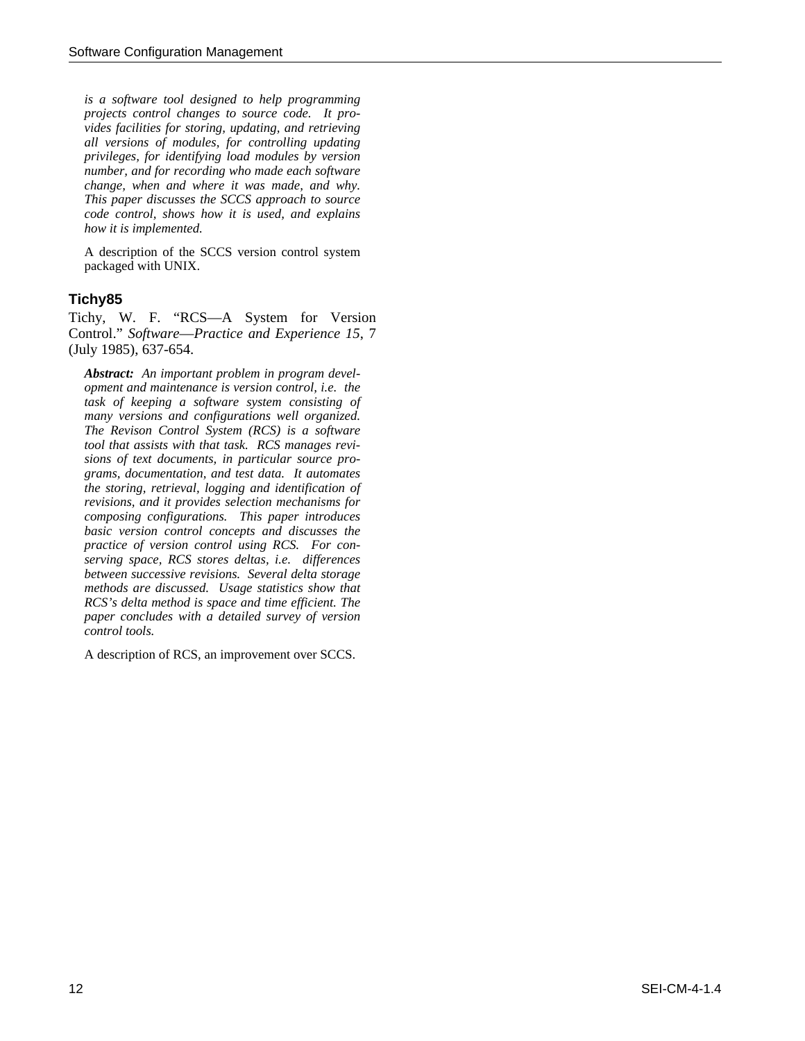*is a software tool designed to help programming projects control changes to source code. It provides facilities for storing, updating, and retrieving all versions of modules, for controlling updating privileges, for identifying load modules by version number, and for recording who made each software change, when and where it was made, and why. This paper discusses the SCCS approach to source code control, shows how it is used, and explains how it is implemented.*

A description of the SCCS version control system packaged with UNIX.

### Tichy85

Tichy, W. F. "RCS—A System for Version Control." *Software—Practice and Experience 15*, 7 (July 1985), 637-654.

***Abstract:*** *An important problem in program development and maintenance is version control, i.e. the task of keeping a software system consisting of many versions and configurations well organized. The Revison Control System (RCS) is a software tool that assists with that task. RCS manages revisions of text documents, in particular source programs, documentation, and test data. It automates the storing, retrieval, logging and identification of revisions, and it provides selection mechanisms for composing configurations. This paper introduces basic version control concepts and discusses the practice of version control using RCS. For conserving space, RCS stores deltas, i.e. differences between successive revisions. Several delta storage methods are discussed. Usage statistics show that RCS's delta method is space and time efficient. The paper concludes with a detailed survey of version control tools.*

A description of RCS, an improvement over SCCS.